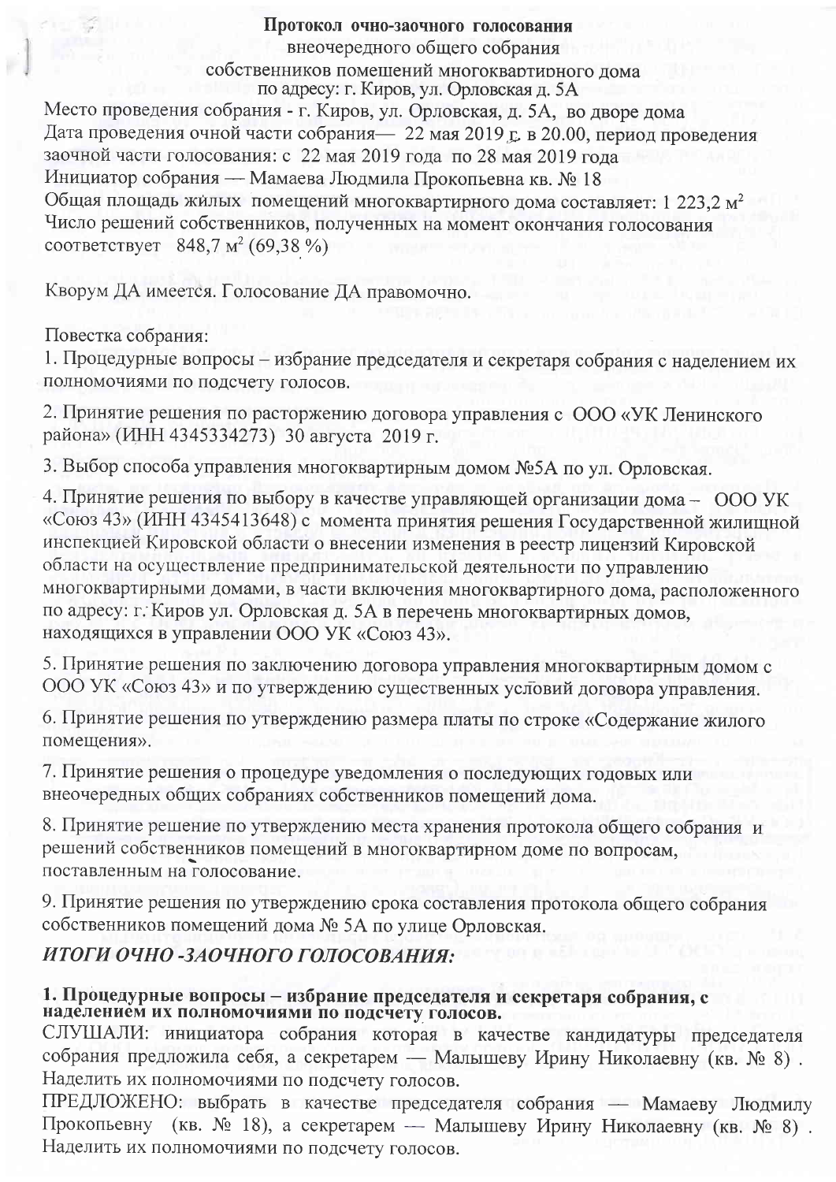# Протокол очно-заочного голосования

внеочередного общего собрания

собственников помещений многоквартирного дома

по адресу: г. Киров, ул. Орловская д. 5А

Место проведения собрания - г. Киров, ул. Орловская, д. 5А, во дворе дома

Дата проведения очной части собрания— 22 мая 2019 г. в 20.00, период проведения заочной части голосования: с 22 мая 2019 года по 28 мая 2019 года

Инициатор собрания — Мамаева Людмила Прокопьевна кв. № 18

Общая площадь жилых помещений многоквартирного дома составляет: 1 223,2 м$^2$

Число решений собственников, полученных на момент окончания голосования соответствует 848,7 м$^2$ (69,38 %)

Кворум ДА имеется. Голосование ДА правомочно.

Повестка собрания:

1. Процедурные вопросы – избрание председателя и секретаря собрания с наделением их полномочиями по подсчету голосов.

2. Принятие решения по расторжению договора управления с ООО «УК Ленинского района» (ИНН 4345334273) 30 августа 2019 г.

3. Выбор способа управления многоквартирным домом №5А по ул. Орловская.

4. Принятие решения по выбору в качестве управляющей организации дома – ООО УК «Союз 43» (ИНН 4345413648) с момента принятия решения Государственной жилищной инспекцией Кировской области о внесении изменения в реестр лицензий Кировской области на осуществление предпринимательской деятельности по управлению многоквартирными домами, в части включения многоквартирного дома, расположенного по адресу: г. Киров ул. Орловская д. 5А в перечень многоквартирных домов, находящихся в управлении ООО УК «Союз 43».

5. Принятие решения по заключению договора управления многоквартирным домом с ООО УК «Союз 43» и по утверждению существенных условий договора управления.

6. Принятие решения по утверждению размера платы по строке «Содержание жилого помещения».

7. Принятие решения о процедуре уведомления о последующих годовых или внеочередных общих собраниях собственников помещений дома.

8. Принятие решение по утверждению места хранения протокола общего собрания и решений собственников помещений в многоквартирном доме по вопросам, поставленным на голосование.

9. Принятие решения по утверждению срока составления протокола общего собрания собственников помещений дома № 5А по улице Орловская.

## *ИТОГИ ОЧНО -ЗАОЧНОГО ГОЛОСОВАНИЯ:*

**1. Процедурные вопросы – избрание председателя и секретаря собрания, с наделением их полномочиями по подсчету голосов.**

СЛУШАЛИ: инициатора собрания которая в качестве кандидатуры председателя собрания предложила себя, а секретарем — Малышеву Ирину Николаевну (кв. № 8). Наделить их полномочиями по подсчету голосов.

ПРЕДЛОЖЕНО: выбрать в качестве председателя собрания — Мамаеву Людмилу Прокопьевну (кв. № 18), а секретарем — Малышеву Ирину Николаевну (кв. № 8). Наделить их полномочиями по подсчету голосов.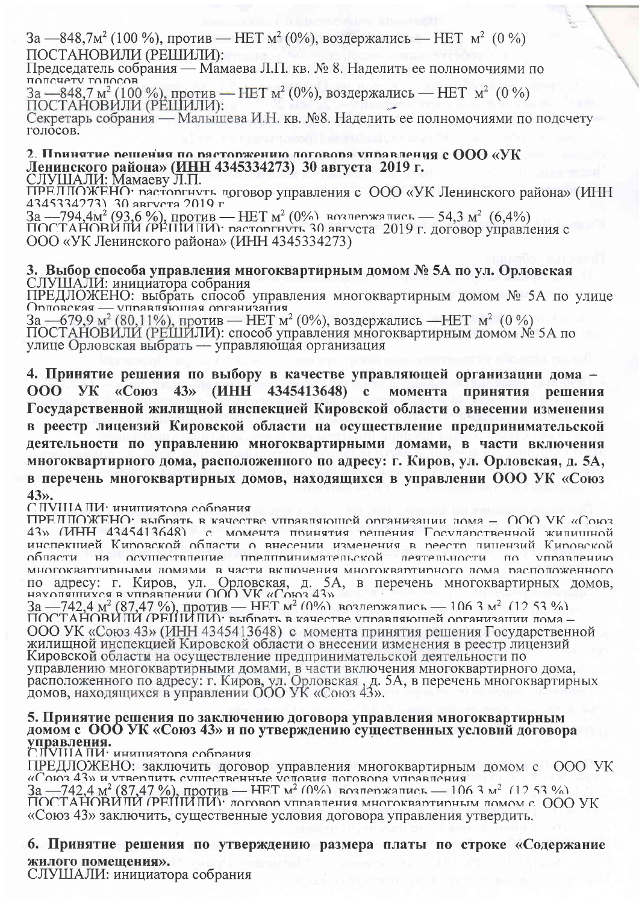За —848,7м$^2$ (100 %), против — НЕТ м$^2$ (0%), воздержались — НЕТ м$^2$ (0 %)
ПОСТАНОВИЛИ (РЕШИЛИ):
Председатель собрания — Мамаева Л.П. кв. № 8. Наделить ее полномочиями по подсчету голосов.
За —848,7 м$^2$ (100 %), против — НЕТ м$^2$ (0%), воздержались — НЕТ м$^2$ (0 %)
ПОСТАНОВИЛИ (РЕШИЛИ):
Секретарь собрания — Малышева И.Н. кв. №8. Наделить ее полномочиями по подсчету голосов.

**2. Принятие решения по расторжению договора управления с ООО «УК Ленинского района» (ИНН 4345334273) 30 августа 2019 г.**
СЛУШАЛИ: Мамаеву Л.П.
ПРЕДЛОЖЕНО: расторгнуть договор управления с ООО «УК Ленинского района» (ИНН 4345334273) 30 августа 2019 г.
За —794,4м$^2$ (93,6 %), против — НЕТ м$^2$ (0%), воздержались — 54,3 м$^2$ (6,4%)
ПОСТАНОВИЛИ (РЕШИЛИ): расторгнуть 30 августа 2019 г. договор управления с ООО «УК Ленинского района» (ИНН 4345334273)

**3. Выбор способа управления многоквартирным домом № 5А по ул. Орловская**
СЛУШАЛИ: инициатора собрания
ПРЕДЛОЖЕНО: выбрать способ управления многоквартирным домом № 5А по улице Орловская — управляющая организация
За —679,9 м$^2$ (80,11%), против — НЕТ м$^2$ (0%), воздержались —НЕТ м$^2$ (0 %)
ПОСТАНОВИЛИ (РЕШИЛИ): способ управления многоквартирным домом № 5А по улице Орловская выбрать — управляющая организация

**4. Принятие решения по выбору в качестве управляющей организации дома – ООО УК «Союз 43» (ИНН 4345413648) с момента принятия решения Государственной жилищной инспекцией Кировской области о внесении изменения в реестр лицензий Кировской области на осуществление предпринимательской деятельности по управлению многоквартирными домами, в части включения многоквартирного дома, расположенного по адресу: г. Киров, ул. Орловская, д. 5А, в перечень многоквартирных домов, находящихся в управлении ООО УК «Союз 43».**
СЛУШАЛИ: инициатора собрания
ПРЕДЛОЖЕНО: выбрать в качестве управляющей организации дома – ООО УК «Союз 43» (ИНН 4345413648) с момента принятия решения Государственной жилищной инспекцией Кировской области о внесении изменения в реестр лицензий Кировской области на осуществление предпринимательской деятельности по управлению многоквартирными домами, в части включения многоквартирного дома, расположенного по адресу: г. Киров, ул. Орловская, д. 5А, в перечень многоквартирных домов, находящихся в управлении ООО УК «Союз 43»
За —742,4 м$^2$ (87,47 %), против — НЕТ м$^2$ (0%), воздержались — 106,3 м$^2$ (12,53 %)
ПОСТАНОВИЛИ (РЕШИЛИ): выбрать в качестве управляющей организации дома – ООО УК «Союз 43» (ИНН 4345413648) с момента принятия решения Государственной жилищной инспекцией Кировской области о внесении изменения в реестр лицензий Кировской области на осуществление предпринимательской деятельности по управлению многоквартирными домами, в части включения многоквартирного дома, расположенного по адресу: г. Киров, ул. Орловская , д. 5А, в перечень многоквартирных домов, находящихся в управлении ООО УК «Союз 43».

**5. Принятие решения по заключению договора управления многоквартирным домом с ООО УК «Союз 43» и по утверждению существенных условий договора управления.**
СЛУШАЛИ: инициатора собрания
ПРЕДЛОЖЕНО: заключить договор управления многоквартирным домом с ООО УК «Союз 43» и утвердить существенные условия договора управления
За —742,4 м$^2$ (87,47 %), против — НЕТ м$^2$ (0%), воздержались — 106,3 м$^2$ (12,53 %)
ПОСТАНОВИЛИ (РЕШИЛИ): договор управления многоквартирным домом с ООО УК «Союз 43» заключить, существенные условия договора управления утвердить.

**6. Принятие решения по утверждению размера платы по строке «Содержание жилого помещения».**
СЛУШАЛИ: инициатора собрания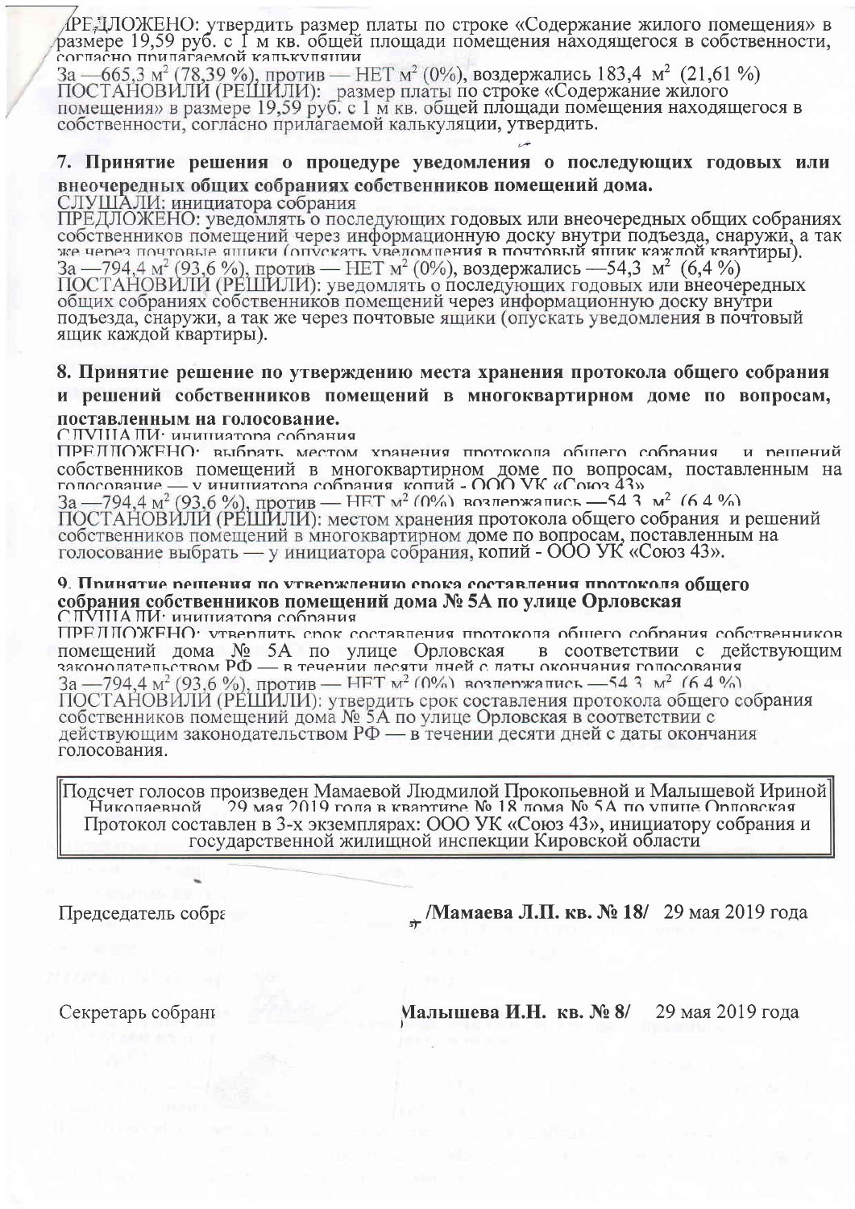ПРЕДЛОЖЕНО: утвердить размер платы по строке «Содержание жилого помещения» в размере 19,59 руб. с 1 м кв. общей площади помещения находящегося в собственности, согласно прилагаемой калькуляции

За — 665,3 м² (78,39 %), против — НЕТ м² (0%), воздержались 183,4 м² (21,61 %)

ПОСТАНОВИЛИ (РЕШИЛИ): размер платы по строке «Содержание жилого помещения» в размере 19,59 руб. с 1 м кв. общей площади помещения находящегося в собственности, согласно прилагаемой калькуляции, утвердить.

**7. Принятие решения о процедуре уведомления о последующих годовых или внеочередных общих собраниях собственников помещений дома.**

СЛУШАЛИ: инициатора собрания

ПРЕДЛОЖЕНО: уведомлять о последующих годовых или внеочередных общих собраниях собственников помещений через информационную доску внутри подъезда, снаружи, а так же через почтовые ящики (опускать уведомления в почтовый ящик каждой квартиры).

За — 794,4 м² (93,6 %), против — НЕТ м² (0%), воздержались — 54,3 м² (6,4 %)

ПОСТАНОВИЛИ (РЕШИЛИ): уведомлять о последующих годовых или внеочередных общих собраниях собственников помещений через информационную доску внутри подъезда, снаружи, а так же через почтовые ящики (опускать уведомления в почтовый ящик каждой квартиры).

**8. Принятие решение по утверждению места хранения протокола общего собрания и решений собственников помещений в многоквартирном доме по вопросам, поставленным на голосование.**

СЛУШАЛИ: инициатора собрания

ПРЕДЛОЖЕНО: выбрать местом хранения протокола общего собрания и решений собственников помещений в многоквартирном доме по вопросам, поставленным на голосование — у инициатора собрания, копий - ООО УК «Союз 43»

За — 794,4 м² (93,6 %), против — НЕТ м² (0%), воздержались — 54,3 м² (6,4 %)

ПОСТАНОВИЛИ (РЕШИЛИ): местом хранения протокола общего собрания и решений собственников помещений в многоквартирном доме по вопросам, поставленным на голосование выбрать — у инициатора собрания, копий - ООО УК «Союз 43».

**9. Принятие решения по утверждению срока составления протокола общего собрания собственников помещений дома № 5А по улице Орловская**

СЛУШАЛИ: инициатора собрания

ПРЕДЛОЖЕНО: утвердить срок составления протокола общего собрания собственников помещений дома № 5А по улице Орловская в соответствии с действующим законодательством РФ — в течении десяти дней с даты окончания голосования

За — 794,4 м² (93,6 %), против — НЕТ м² (0%), воздержались — 54,3 м² (6,4 %)

ПОСТАНОВИЛИ (РЕШИЛИ): утвердить срок составления протокола общего собрания собственников помещений дома № 5А по улице Орловская в соответствии с действующим законодательством РФ — в течении десяти дней с даты окончания голосования.

Подсчет голосов произведен Мамаевой Людмилой Прокопьевной и Малышевой Ириной Николаевной 29 мая 2019 года в квартире № 18 дома № 5А по улице Орловская
Протокол составлен в 3-х экземплярах: ООО УК «Союз 43», инициатору собрания и государственной жилищной инспекции Кировской области

Председатель собрания /**Мамаева Л.П. кв. № 18**/ 29 мая 2019 года

Секретарь собрания /**Малышева И.Н. кв. № 8**/ 29 мая 2019 года